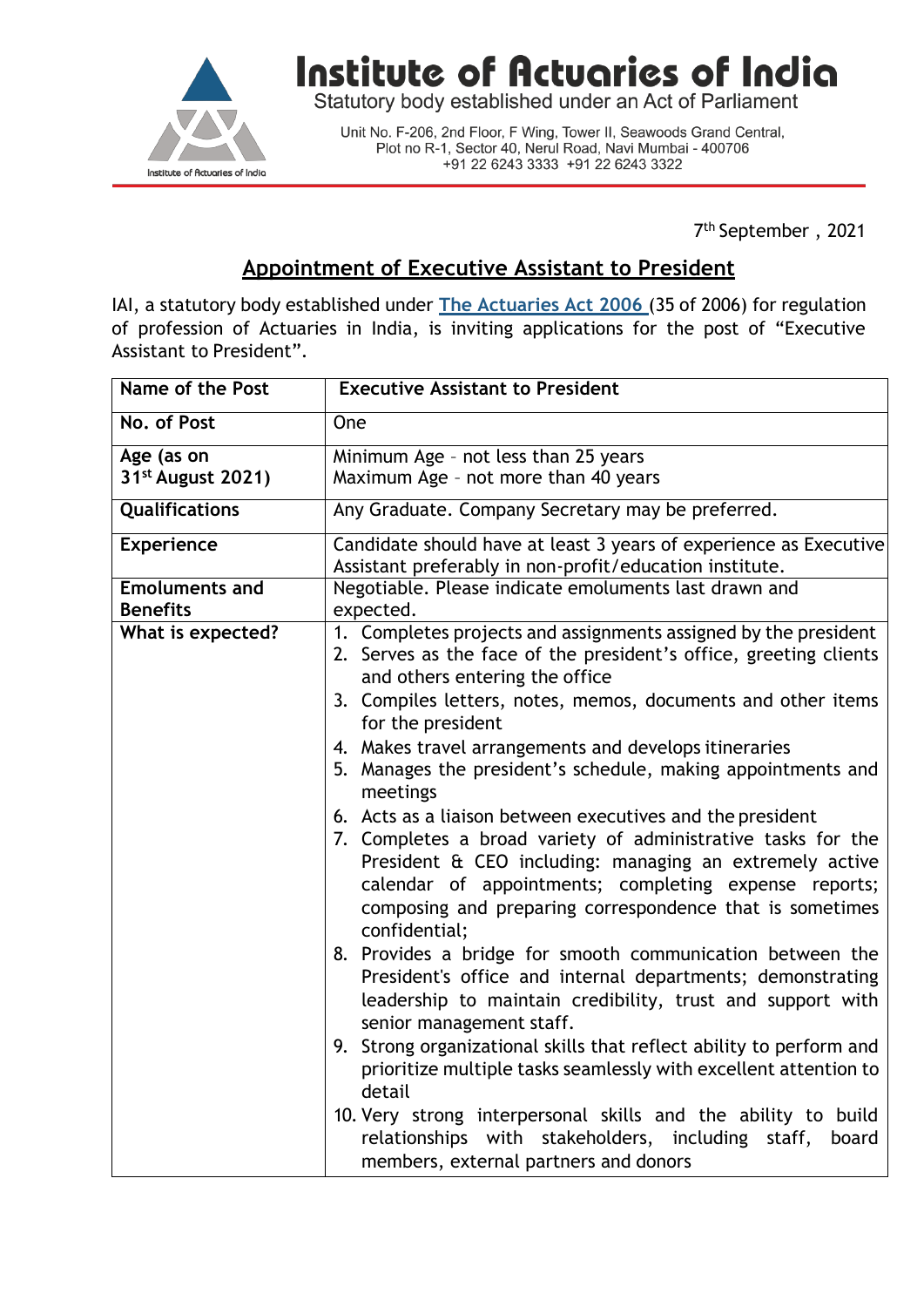# Institute of Actuaries of India

Statutory body established under an Act of Parliament

Unit No. F-206, 2nd Floor, F Wing, Tower II, Seawoods Grand Central, Plot no R-1, Sector 40, Nerul Road, Navi Mumbai - 400706
+91 22 6243 3333 +91 22 6243 3322

7th September , 2021

## Appointment of Executive Assistant to President

IAI, a statutory body established under The Actuaries Act 2006 (35 of 2006) for regulation of profession of Actuaries in India, is inviting applications for the post of "Executive Assistant to President".

| Name of the Post | Executive Assistant to President |
|---|---|
| No. of Post | One |
| Age (as on 31st August 2021) | Minimum Age – not less than 25 years<br>Maximum Age – not more than 40 years |
| Qualifications | Any Graduate. Company Secretary may be preferred. |
| Experience | Candidate should have at least 3 years of experience as Executive Assistant preferably in non-profit/education institute. |
| Emoluments and Benefits | Negotiable. Please indicate emoluments last drawn and expected. |
| What is expected? | 1. Completes projects and assignments assigned by the president<br>2. Serves as the face of the president's office, greeting clients and others entering the office<br>3. Compiles letters, notes, memos, documents and other items for the president<br>4. Makes travel arrangements and develops itineraries<br>5. Manages the president's schedule, making appointments and meetings<br>6. Acts as a liaison between executives and the president<br>7. Completes a broad variety of administrative tasks for the President & CEO including: managing an extremely active calendar of appointments; completing expense reports; composing and preparing correspondence that is sometimes confidential;<br>8. Provides a bridge for smooth communication between the President's office and internal departments; demonstrating leadership to maintain credibility, trust and support with senior management staff.<br>9. Strong organizational skills that reflect ability to perform and prioritize multiple tasks seamlessly with excellent attention to detail<br>10. Very strong interpersonal skills and the ability to build relationships with stakeholders, including staff, board members, external partners and donors |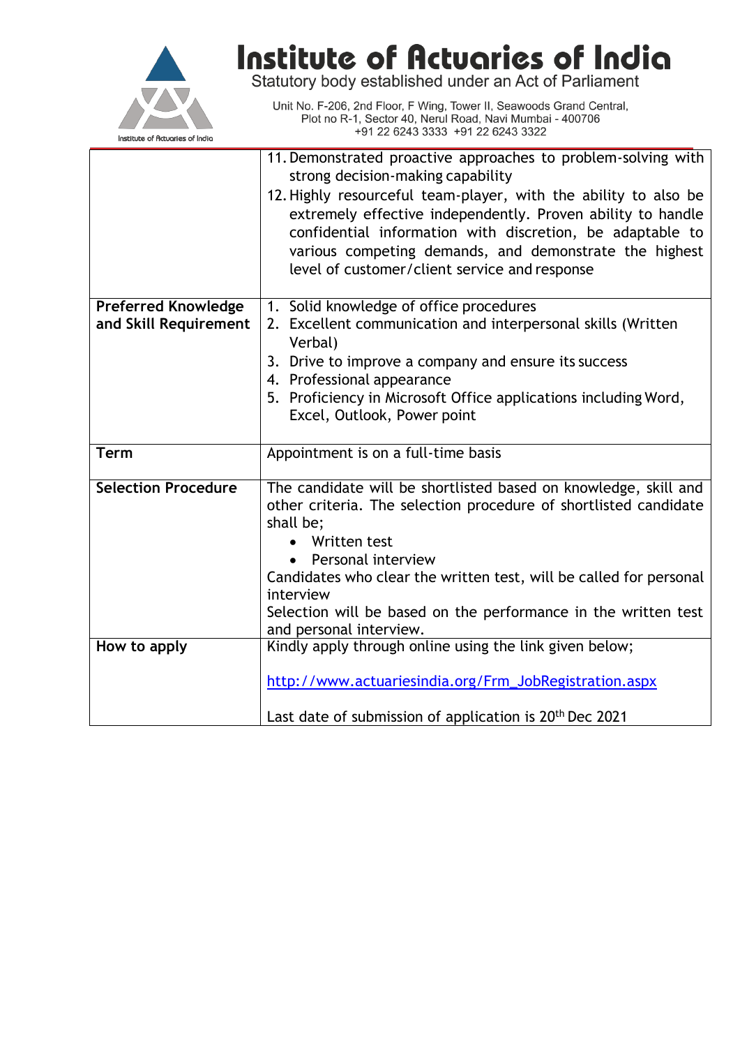# Institute of Actuaries of India

Statutory body established under an Act of Parliament

Unit No. F-206, 2nd Floor, F Wing, Tower II, Seawoods Grand Central, Plot no R-1, Sector 40, Nerul Road, Navi Mumbai - 400706
+91 22 6243 3333 +91 22 6243 3322

| | |
|---|---|
| | 11. Demonstrated proactive approaches to problem-solving with strong decision-making capability<br>12. Highly resourceful team-player, with the ability to also be extremely effective independently. Proven ability to handle confidential information with discretion, be adaptable to various competing demands, and demonstrate the highest level of customer/client service and response |
| **Preferred Knowledge and Skill Requirement** | 1. Solid knowledge of office procedures<br>2. Excellent communication and interpersonal skills (Written Verbal)<br>3. Drive to improve a company and ensure its success<br>4. Professional appearance<br>5. Proficiency in Microsoft Office applications including Word, Excel, Outlook, Power point |
| **Term** | Appointment is on a full-time basis |
| **Selection Procedure** | The candidate will be shortlisted based on knowledge, skill and other criteria. The selection procedure of shortlisted candidate shall be;<br>• Written test<br>• Personal interview<br>Candidates who clear the written test, will be called for personal interview<br>Selection will be based on the performance in the written test and personal interview. |
| **How to apply** | Kindly apply through online using the link given below;<br><br>http://www.actuariesindia.org/Frm_JobRegistration.aspx<br><br>Last date of submission of application is 20th Dec 2021 |